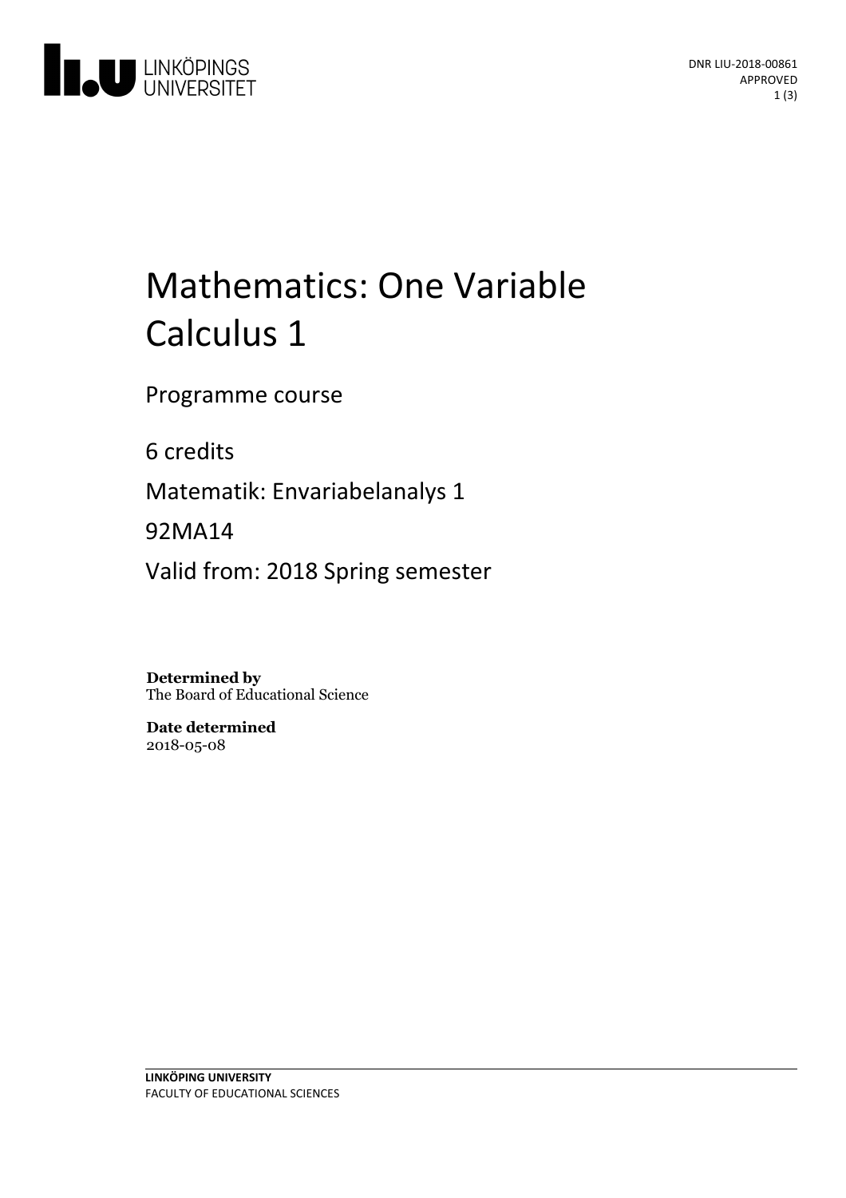DNR LIU-2018-00861
APPROVED

# Mathematics: One Variable Calculus 1

Programme course

6 credits

Matematik: Envariabelanalys 1

92MA14

Valid from: 2018 Spring semester

**Determined by**
The Board of Educational Science

**Date determined**
2018-05-08

**LINKÖPING UNIVERSITY**
FACULTY OF EDUCATIONAL SCIENCES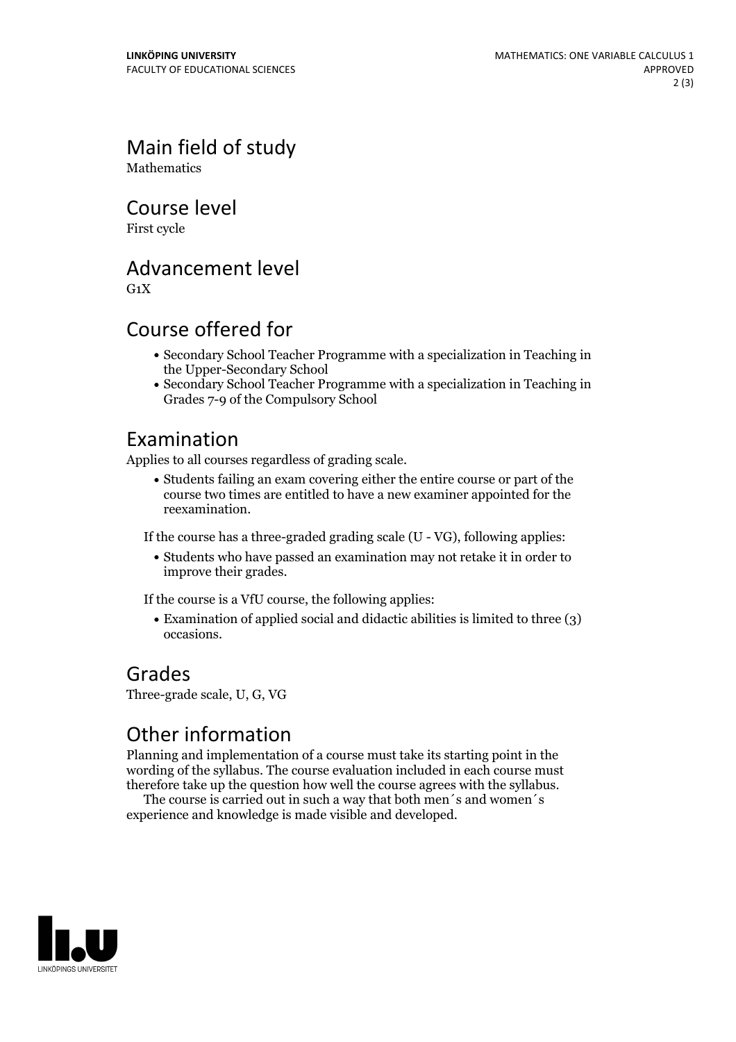## Main field of study

Mathematics

## Course level

First cycle

## Advancement level

G1X

## Course offered for

- Secondary School Teacher Programme with a specialization in Teaching in the Upper-Secondary School
- Secondary School Teacher Programme with a specialization in Teaching in Grades 7-9 of the Compulsory School

## Examination

Applies to all courses regardless of grading scale.

- Students failing an exam covering either the entire course or part of the course two times are entitled to have a new examiner appointed for the reexamination.

If the course has a three-graded grading scale (U - VG), following applies:

- Students who have passed an examination may not retake it in order to improve their grades.

If the course is a VfU course, the following applies:

- Examination of applied social and didactic abilities is limited to three (3) occasions.

## Grades

Three-grade scale, U, G, VG

## Other information

Planning and implementation of a course must take its starting point in the wording of the syllabus. The course evaluation included in each course must therefore take up the question how well the course agrees with the syllabus.

The course is carried out in such a way that both men´s and women´s experience and knowledge is made visible and developed.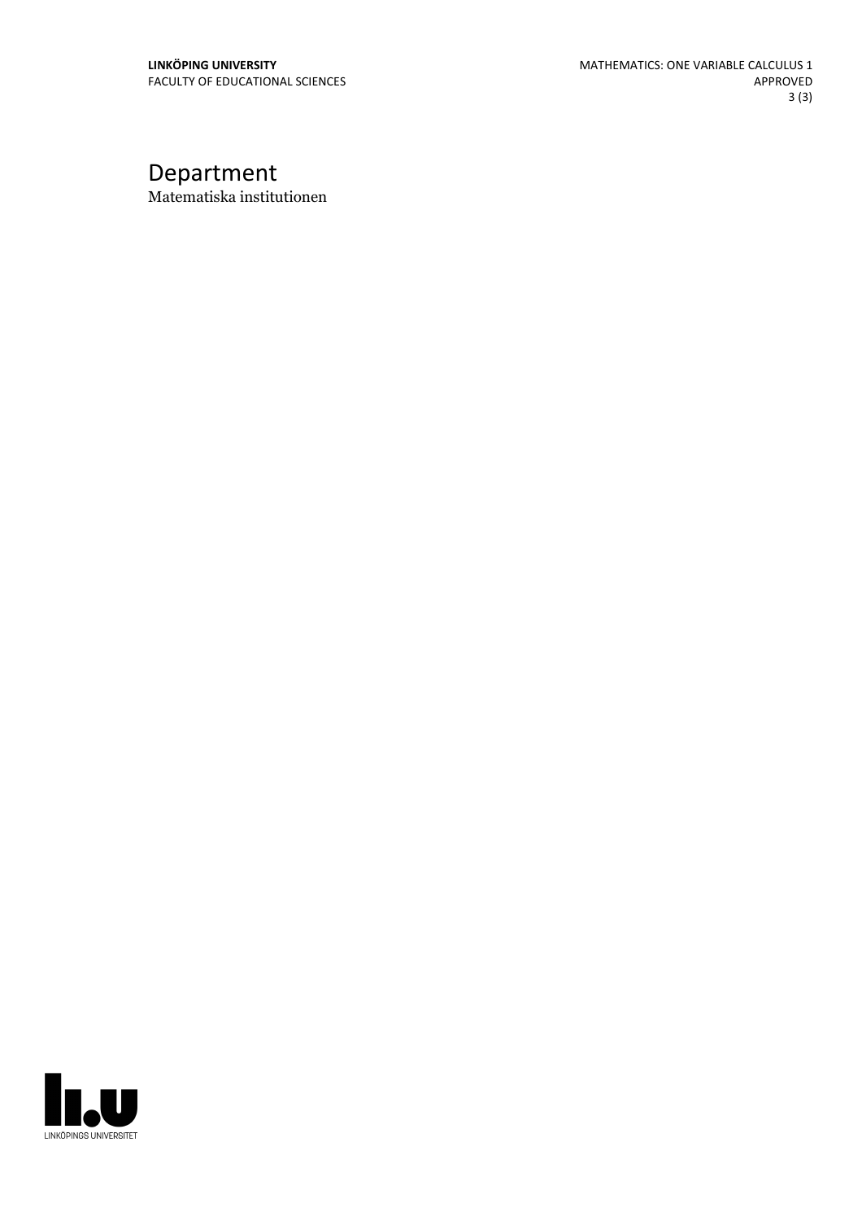## Department

Matematiska institutionen